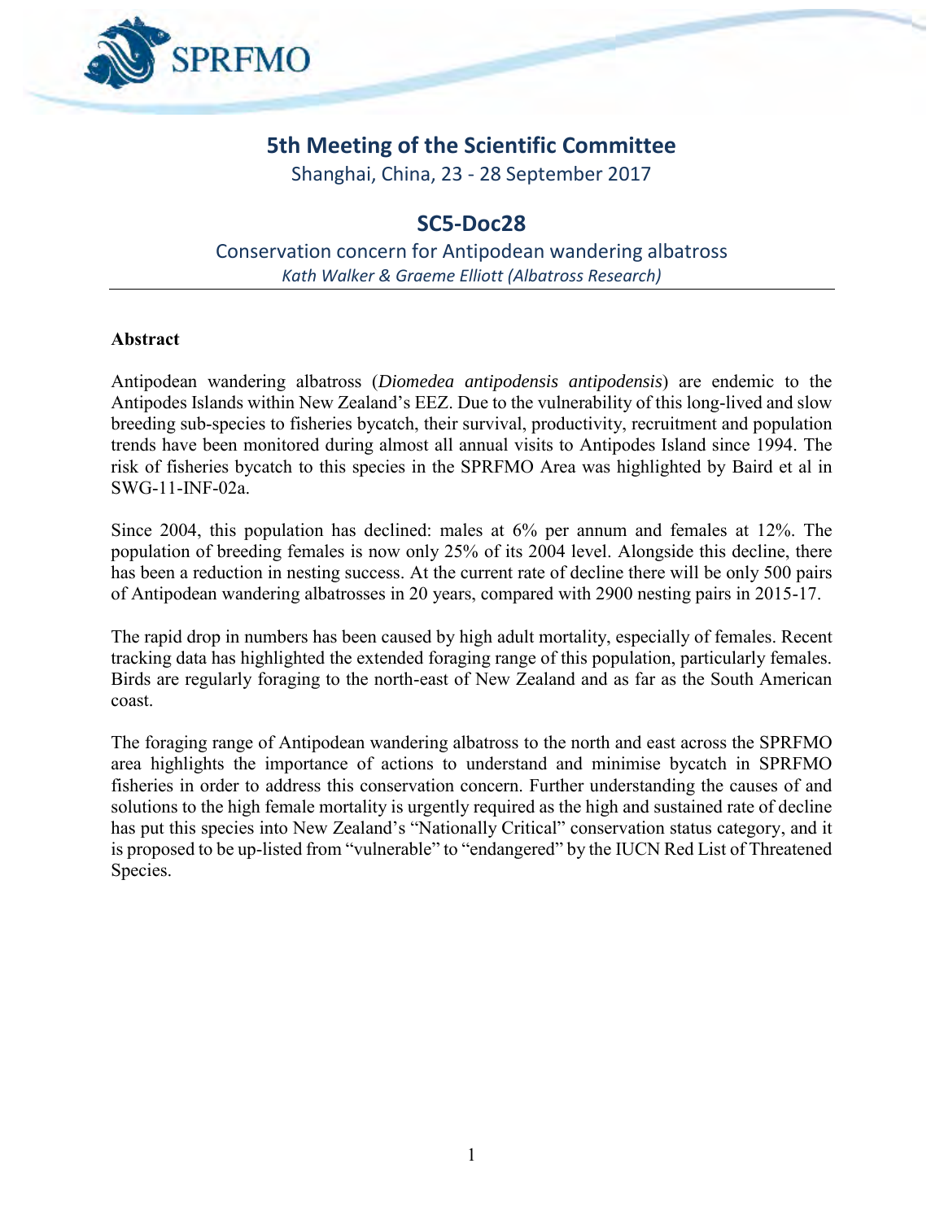# 5th Meeting of the Scientific Committee

Shanghai, China, 23 - 28 September 2017

## SC5-Doc28

Conservation concern for Antipodean wandering albatross

*Kath Walker & Graeme Elliott (Albatross Research)*

---

**Abstract**

Antipodean wandering albatross (*Diomedea antipodensis antipodensis*) are endemic to the Antipodes Islands within New Zealand's EEZ. Due to the vulnerability of this long-lived and slow breeding sub-species to fisheries bycatch, their survival, productivity, recruitment and population trends have been monitored during almost all annual visits to Antipodes Island since 1994. The risk of fisheries bycatch to this species in the SPRFMO Area was highlighted by Baird et al in SWG-11-INF-02a.

Since 2004, this population has declined: males at 6% per annum and females at 12%. The population of breeding females is now only 25% of its 2004 level. Alongside this decline, there has been a reduction in nesting success. At the current rate of decline there will be only 500 pairs of Antipodean wandering albatrosses in 20 years, compared with 2900 nesting pairs in 2015-17.

The rapid drop in numbers has been caused by high adult mortality, especially of females. Recent tracking data has highlighted the extended foraging range of this population, particularly females. Birds are regularly foraging to the north-east of New Zealand and as far as the South American coast.

The foraging range of Antipodean wandering albatross to the north and east across the SPRFMO area highlights the importance of actions to understand and minimise bycatch in SPRFMO fisheries in order to address this conservation concern. Further understanding the causes of and solutions to the high female mortality is urgently required as the high and sustained rate of decline has put this species into New Zealand's "Nationally Critical" conservation status category, and it is proposed to be up-listed from "vulnerable" to "endangered" by the IUCN Red List of Threatened Species.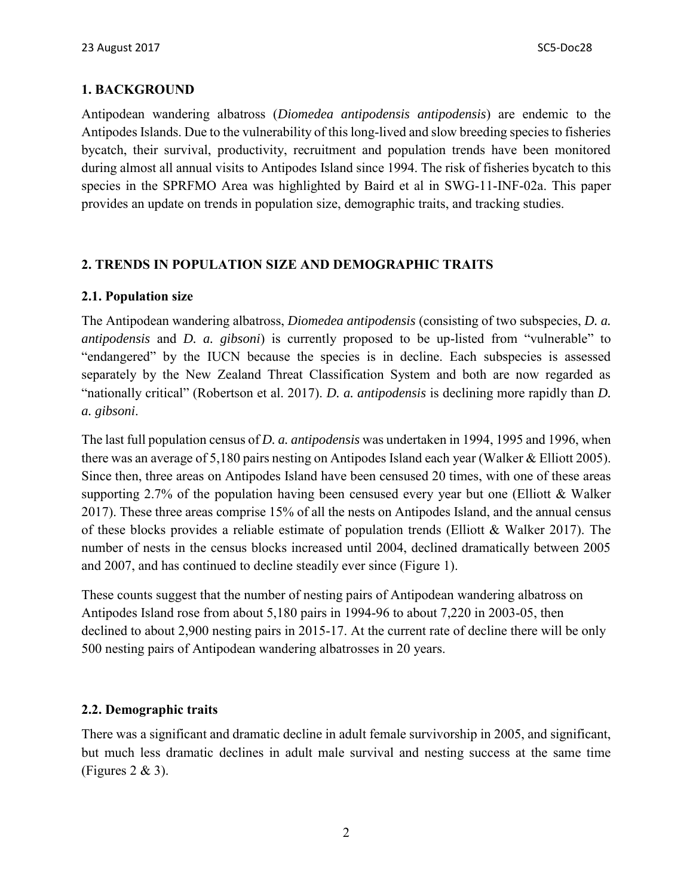## 1. BACKGROUND

Antipodean wandering albatross (*Diomedea antipodensis antipodensis*) are endemic to the Antipodes Islands. Due to the vulnerability of this long-lived and slow breeding species to fisheries bycatch, their survival, productivity, recruitment and population trends have been monitored during almost all annual visits to Antipodes Island since 1994. The risk of fisheries bycatch to this species in the SPRFMO Area was highlighted by Baird et al in SWG-11-INF-02a. This paper provides an update on trends in population size, demographic traits, and tracking studies.

## 2. TRENDS IN POPULATION SIZE AND DEMOGRAPHIC TRAITS

### 2.1. Population size

The Antipodean wandering albatross, *Diomedea antipodensis* (consisting of two subspecies, *D. a. antipodensis* and *D. a. gibsoni*) is currently proposed to be up-listed from "vulnerable" to "endangered" by the IUCN because the species is in decline. Each subspecies is assessed separately by the New Zealand Threat Classification System and both are now regarded as "nationally critical" (Robertson et al. 2017). *D. a. antipodensis* is declining more rapidly than *D. a. gibsoni*.

The last full population census of *D. a. antipodensis* was undertaken in 1994, 1995 and 1996, when there was an average of 5,180 pairs nesting on Antipodes Island each year (Walker & Elliott 2005). Since then, three areas on Antipodes Island have been censused 20 times, with one of these areas supporting 2.7% of the population having been censused every year but one (Elliott & Walker 2017). These three areas comprise 15% of all the nests on Antipodes Island, and the annual census of these blocks provides a reliable estimate of population trends (Elliott & Walker 2017). The number of nests in the census blocks increased until 2004, declined dramatically between 2005 and 2007, and has continued to decline steadily ever since (Figure 1).

These counts suggest that the number of nesting pairs of Antipodean wandering albatross on Antipodes Island rose from about 5,180 pairs in 1994-96 to about 7,220 in 2003-05, then declined to about 2,900 nesting pairs in 2015-17. At the current rate of decline there will be only 500 nesting pairs of Antipodean wandering albatrosses in 20 years.

### 2.2. Demographic traits

There was a significant and dramatic decline in adult female survivorship in 2005, and significant, but much less dramatic declines in adult male survival and nesting success at the same time (Figures 2 & 3).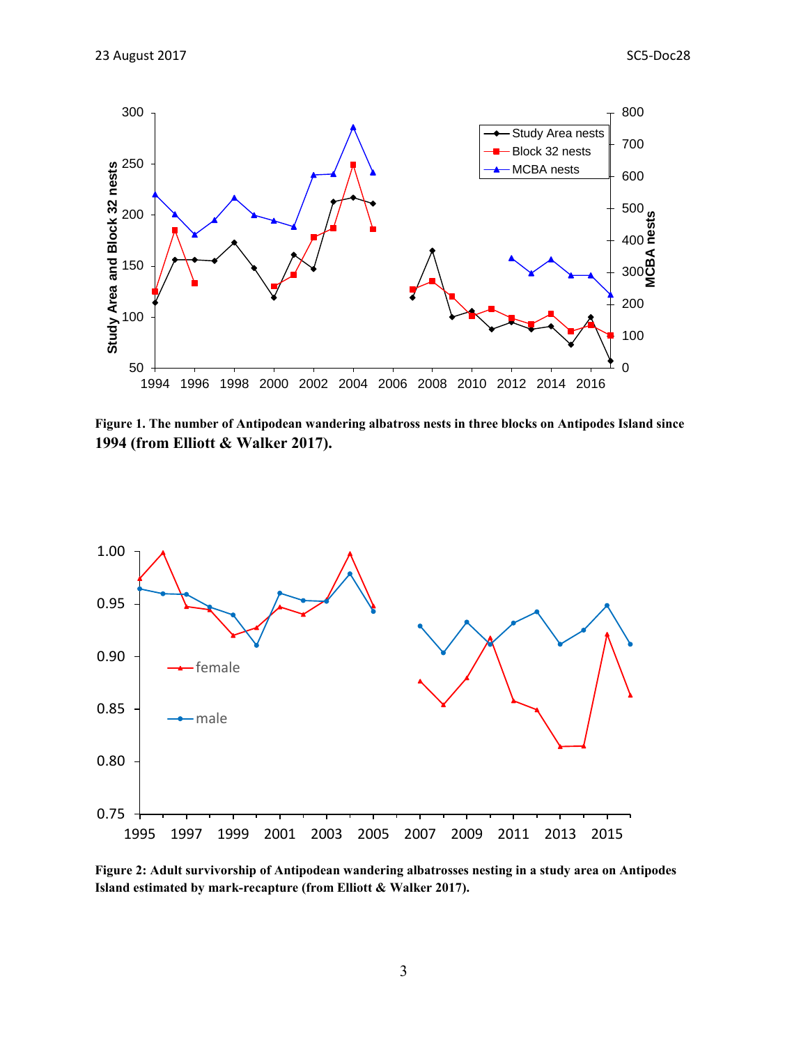**Figure 1. The number of Antipodean wandering albatross nests in three blocks on Antipodes Island since 1994 (from Elliott & Walker 2017).**

**Figure 2: Adult survivorship of Antipodean wandering albatrosses nesting in a study area on Antipodes Island estimated by mark-recapture (from Elliott & Walker 2017).**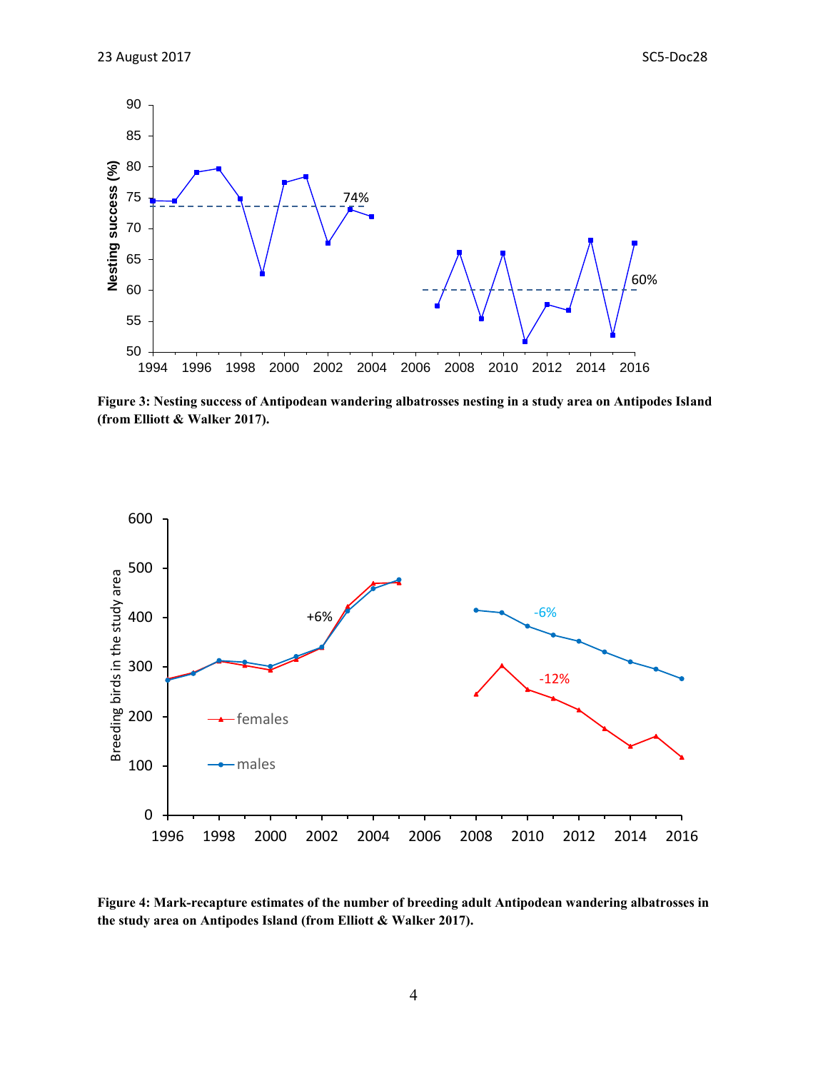**Figure 3: Nesting success of Antipodean wandering albatrosses nesting in a study area on Antipodes Island (from Elliott & Walker 2017).**

**Figure 4: Mark-recapture estimates of the number of breeding adult Antipodean wandering albatrosses in the study area on Antipodes Island (from Elliott & Walker 2017).**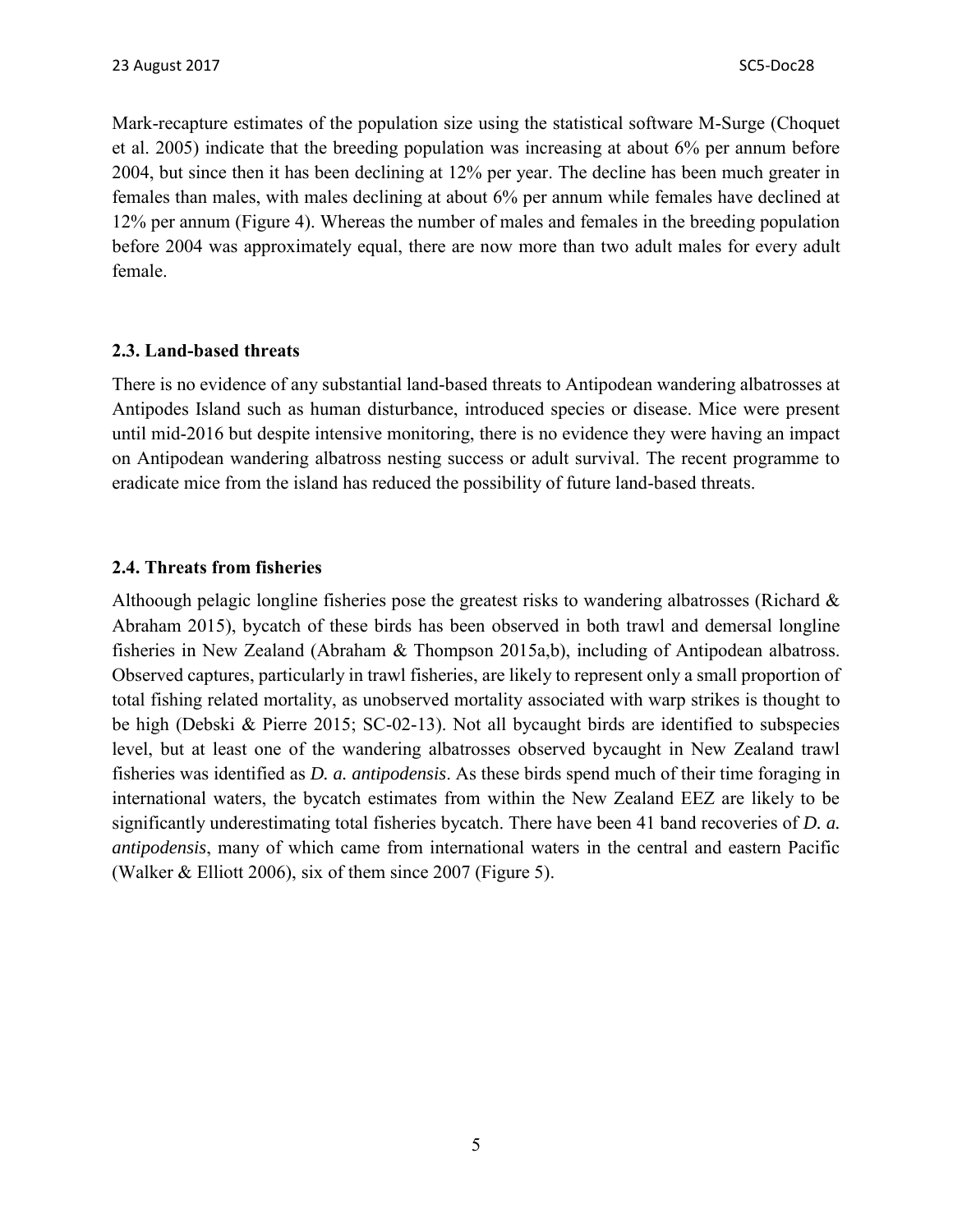Mark-recapture estimates of the population size using the statistical software M-Surge (Choquet et al. 2005) indicate that the breeding population was increasing at about 6% per annum before 2004, but since then it has been declining at 12% per year. The decline has been much greater in females than males, with males declining at about 6% per annum while females have declined at 12% per annum (Figure 4). Whereas the number of males and females in the breeding population before 2004 was approximately equal, there are now more than two adult males for every adult female.

### 2.3. Land-based threats

There is no evidence of any substantial land-based threats to Antipodean wandering albatrosses at Antipodes Island such as human disturbance, introduced species or disease. Mice were present until mid-2016 but despite intensive monitoring, there is no evidence they were having an impact on Antipodean wandering albatross nesting success or adult survival. The recent programme to eradicate mice from the island has reduced the possibility of future land-based threats.

### 2.4. Threats from fisheries

Althoough pelagic longline fisheries pose the greatest risks to wandering albatrosses (Richard & Abraham 2015), bycatch of these birds has been observed in both trawl and demersal longline fisheries in New Zealand (Abraham & Thompson 2015a,b), including of Antipodean albatross. Observed captures, particularly in trawl fisheries, are likely to represent only a small proportion of total fishing related mortality, as unobserved mortality associated with warp strikes is thought to be high (Debski & Pierre 2015; SC-02-13). Not all bycaught birds are identified to subspecies level, but at least one of the wandering albatrosses observed bycaught in New Zealand trawl fisheries was identified as *D. a. antipodensis*. As these birds spend much of their time foraging in international waters, the bycatch estimates from within the New Zealand EEZ are likely to be significantly underestimating total fisheries bycatch. There have been 41 band recoveries of *D. a. antipodensis*, many of which came from international waters in the central and eastern Pacific (Walker & Elliott 2006), six of them since 2007 (Figure 5).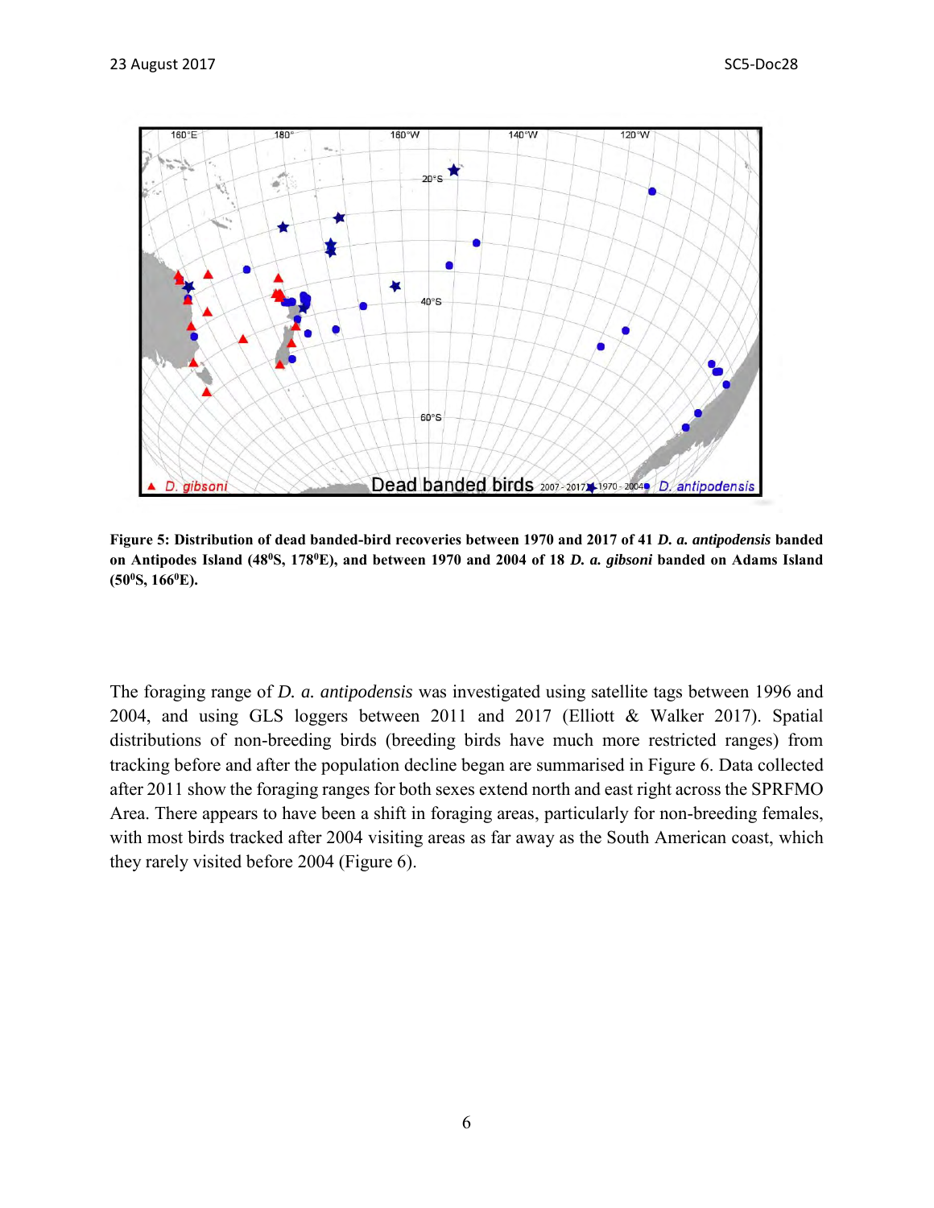**Figure 5: Distribution of dead banded-bird recoveries between 1970 and 2017 of 41 *D. a. antipodensis* banded on Antipodes Island (48°S, 178°E), and between 1970 and 2004 of 18 *D. a. gibsoni* banded on Adams Island (50°S, 166°E).**

The foraging range of *D. a. antipodensis* was investigated using satellite tags between 1996 and 2004, and using GLS loggers between 2011 and 2017 (Elliott & Walker 2017). Spatial distributions of non-breeding birds (breeding birds have much more restricted ranges) from tracking before and after the population decline began are summarised in Figure 6. Data collected after 2011 show the foraging ranges for both sexes extend north and east right across the SPRFMO Area. There appears to have been a shift in foraging areas, particularly for non-breeding females, with most birds tracked after 2004 visiting areas as far away as the South American coast, which they rarely visited before 2004 (Figure 6).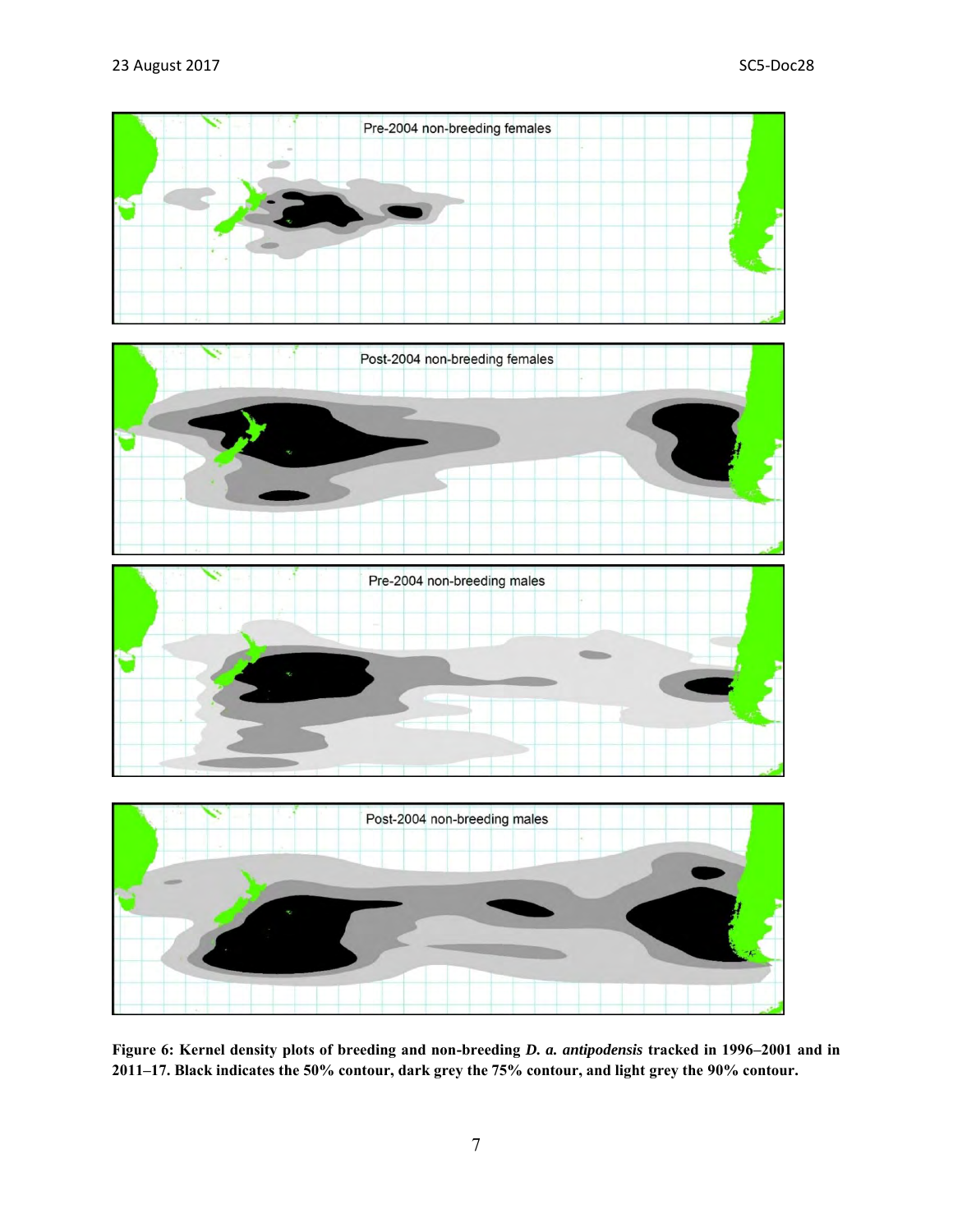Pre-2004 non-breeding females

Post-2004 non-breeding females

Pre-2004 non-breeding males

Post-2004 non-breeding males

**Figure 6: Kernel density plots of breeding and non-breeding *D. a. antipodensis* tracked in 1996–2001 and in 2011–17. Black indicates the 50% contour, dark grey the 75% contour, and light grey the 90% contour.**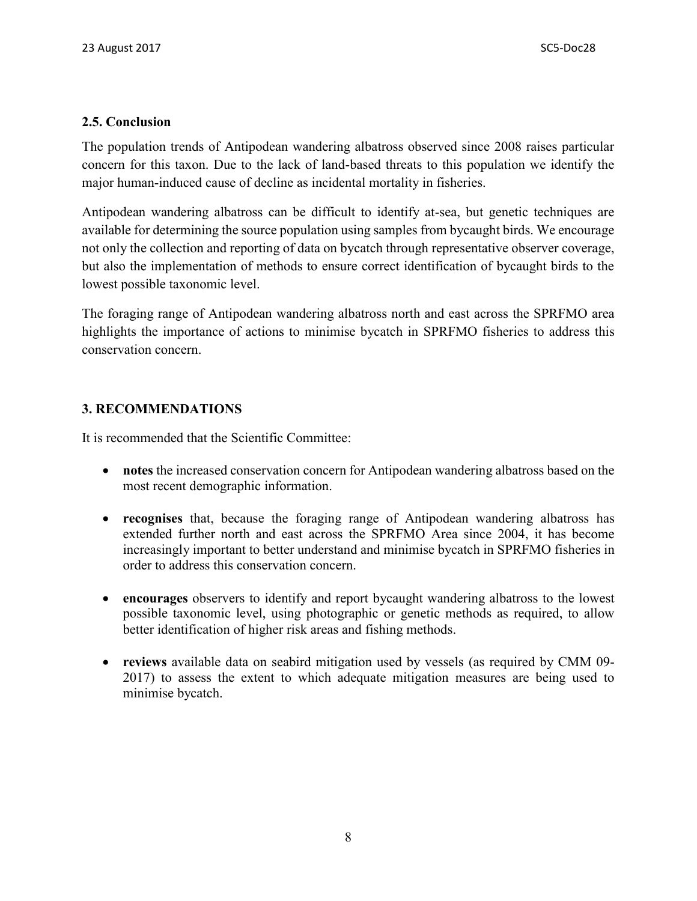### 2.5. Conclusion

The population trends of Antipodean wandering albatross observed since 2008 raises particular concern for this taxon. Due to the lack of land-based threats to this population we identify the major human-induced cause of decline as incidental mortality in fisheries.

Antipodean wandering albatross can be difficult to identify at-sea, but genetic techniques are available for determining the source population using samples from bycaught birds. We encourage not only the collection and reporting of data on bycatch through representative observer coverage, but also the implementation of methods to ensure correct identification of bycaught birds to the lowest possible taxonomic level.

The foraging range of Antipodean wandering albatross north and east across the SPRFMO area highlights the importance of actions to minimise bycatch in SPRFMO fisheries to address this conservation concern.

## 3. RECOMMENDATIONS

It is recommended that the Scientific Committee:

- **notes** the increased conservation concern for Antipodean wandering albatross based on the most recent demographic information.
- **recognises** that, because the foraging range of Antipodean wandering albatross has extended further north and east across the SPRFMO Area since 2004, it has become increasingly important to better understand and minimise bycatch in SPRFMO fisheries in order to address this conservation concern.
- **encourages** observers to identify and report bycaught wandering albatross to the lowest possible taxonomic level, using photographic or genetic methods as required, to allow better identification of higher risk areas and fishing methods.
- **reviews** available data on seabird mitigation used by vessels (as required by CMM 09-2017) to assess the extent to which adequate mitigation measures are being used to minimise bycatch.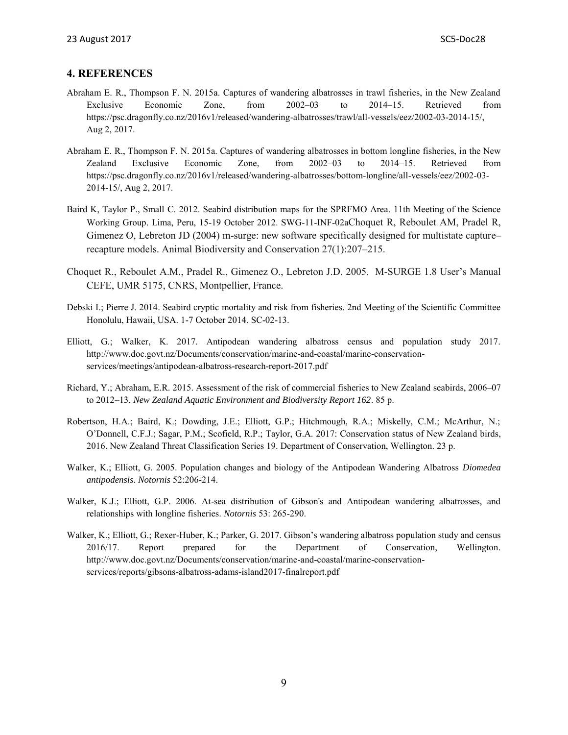## 4. REFERENCES

Abraham E. R., Thompson F. N. 2015a. Captures of wandering albatrosses in trawl fisheries, in the New Zealand Exclusive Economic Zone, from 2002–03 to 2014–15. Retrieved from https://psc.dragonfly.co.nz/2016v1/released/wandering-albatrosses/trawl/all-vessels/eez/2002-03-2014-15/, Aug 2, 2017.

Abraham E. R., Thompson F. N. 2015a. Captures of wandering albatrosses in bottom longline fisheries, in the New Zealand Exclusive Economic Zone, from 2002–03 to 2014–15. Retrieved from https://psc.dragonfly.co.nz/2016v1/released/wandering-albatrosses/bottom-longline/all-vessels/eez/2002-03-2014-15/, Aug 2, 2017.

Baird K, Taylor P., Small C. 2012. Seabird distribution maps for the SPRFMO Area. 11th Meeting of the Science Working Group. Lima, Peru, 15-19 October 2012. SWG-11-INF-02aChoquet R, Reboulet AM, Pradel R, Gimenez O, Lebreton JD (2004) m-surge: new software specifically designed for multistate capture–recapture models. Animal Biodiversity and Conservation 27(1):207–215.

Choquet R., Reboulet A.M., Pradel R., Gimenez O., Lebreton J.D. 2005. M-SURGE 1.8 User's Manual CEFE, UMR 5175, CNRS, Montpellier, France.

Debski I.; Pierre J. 2014. Seabird cryptic mortality and risk from fisheries. 2nd Meeting of the Scientific Committee Honolulu, Hawaii, USA. 1-7 October 2014. SC-02-13.

Elliott, G.; Walker, K. 2017. Antipodean wandering albatross census and population study 2017. http://www.doc.govt.nz/Documents/conservation/marine-and-coastal/marine-conservation-services/meetings/antipodean-albatross-research-report-2017.pdf

Richard, Y.; Abraham, E.R. 2015. Assessment of the risk of commercial fisheries to New Zealand seabirds, 2006–07 to 2012–13. *New Zealand Aquatic Environment and Biodiversity Report 162*. 85 p.

Robertson, H.A.; Baird, K.; Dowding, J.E.; Elliott, G.P.; Hitchmough, R.A.; Miskelly, C.M.; McArthur, N.; O'Donnell, C.F.J.; Sagar, P.M.; Scofield, R.P.; Taylor, G.A. 2017: Conservation status of New Zealand birds, 2016. New Zealand Threat Classification Series 19. Department of Conservation, Wellington. 23 p.

Walker, K.; Elliott, G. 2005. Population changes and biology of the Antipodean Wandering Albatross *Diomedea antipodensis*. *Notornis* 52:206-214.

Walker, K.J.; Elliott, G.P. 2006. At-sea distribution of Gibson's and Antipodean wandering albatrosses, and relationships with longline fisheries. *Notornis* 53: 265-290.

Walker, K.; Elliott, G.; Rexer-Huber, K.; Parker, G. 2017. Gibson's wandering albatross population study and census 2016/17. Report prepared for the Department of Conservation, Wellington. http://www.doc.govt.nz/Documents/conservation/marine-and-coastal/marine-conservation-services/reports/gibsons-albatross-adams-island2017-finalreport.pdf